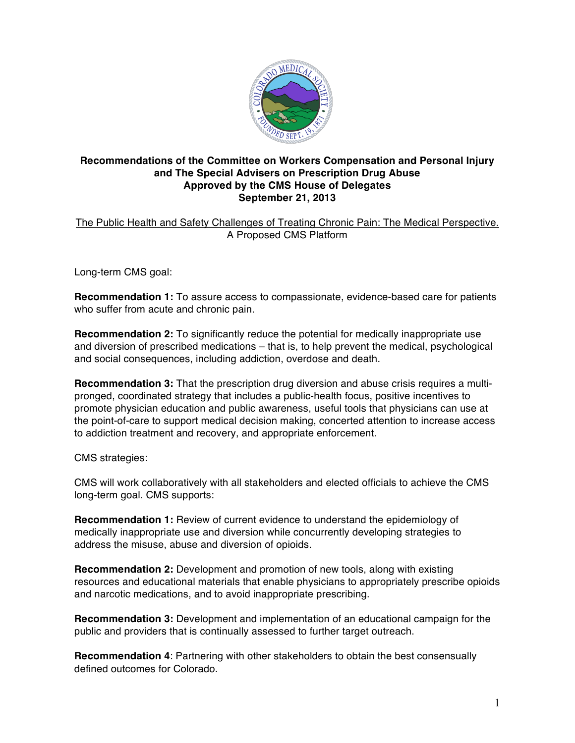**Recommendations of the Committee on Workers Compensation and Personal Injury and The Special Advisers on Prescription Drug Abuse**
**Approved by the CMS House of Delegates**
**September 21, 2013**

The Public Health and Safety Challenges of Treating Chronic Pain: The Medical Perspective. A Proposed CMS Platform

Long-term CMS goal:

**Recommendation 1:** To assure access to compassionate, evidence-based care for patients who suffer from acute and chronic pain.

**Recommendation 2:** To significantly reduce the potential for medically inappropriate use and diversion of prescribed medications – that is, to help prevent the medical, psychological and social consequences, including addiction, overdose and death.

**Recommendation 3:** That the prescription drug diversion and abuse crisis requires a multi-pronged, coordinated strategy that includes a public-health focus, positive incentives to promote physician education and public awareness, useful tools that physicians can use at the point-of-care to support medical decision making, concerted attention to increase access to addiction treatment and recovery, and appropriate enforcement.

CMS strategies:

CMS will work collaboratively with all stakeholders and elected officials to achieve the CMS long-term goal. CMS supports:

**Recommendation 1:** Review of current evidence to understand the epidemiology of medically inappropriate use and diversion while concurrently developing strategies to address the misuse, abuse and diversion of opioids.

**Recommendation 2:** Development and promotion of new tools, along with existing resources and educational materials that enable physicians to appropriately prescribe opioids and narcotic medications, and to avoid inappropriate prescribing.

**Recommendation 3:** Development and implementation of an educational campaign for the public and providers that is continually assessed to further target outreach.

**Recommendation 4**: Partnering with other stakeholders to obtain the best consensually defined outcomes for Colorado.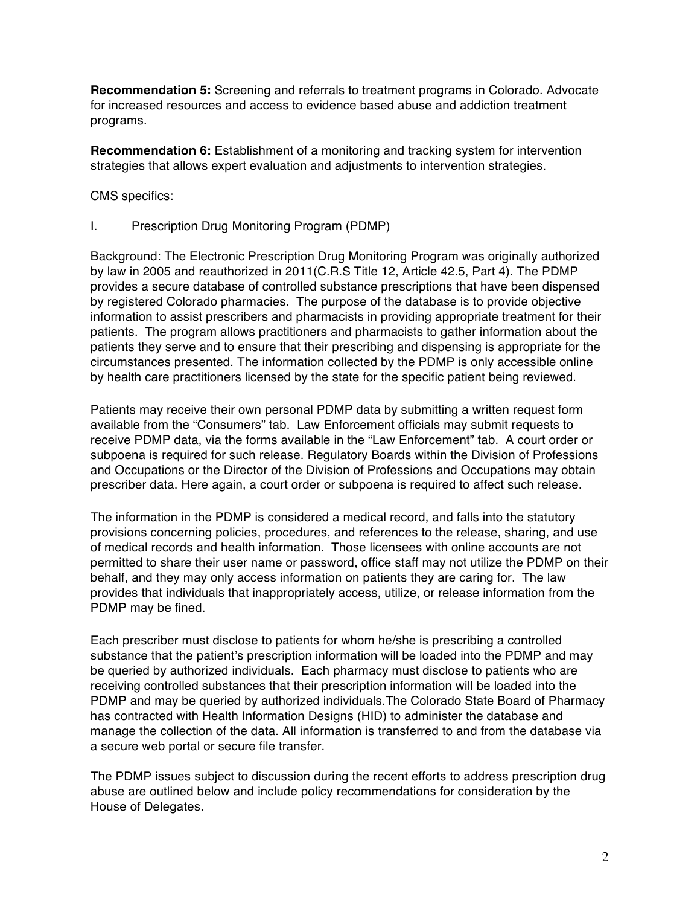**Recommendation 5:** Screening and referrals to treatment programs in Colorado. Advocate for increased resources and access to evidence based abuse and addiction treatment programs.

**Recommendation 6:** Establishment of a monitoring and tracking system for intervention strategies that allows expert evaluation and adjustments to intervention strategies.

CMS specifics:

I. Prescription Drug Monitoring Program (PDMP)

Background: The Electronic Prescription Drug Monitoring Program was originally authorized by law in 2005 and reauthorized in 2011(C.R.S Title 12, Article 42.5, Part 4). The PDMP provides a secure database of controlled substance prescriptions that have been dispensed by registered Colorado pharmacies. The purpose of the database is to provide objective information to assist prescribers and pharmacists in providing appropriate treatment for their patients. The program allows practitioners and pharmacists to gather information about the patients they serve and to ensure that their prescribing and dispensing is appropriate for the circumstances presented. The information collected by the PDMP is only accessible online by health care practitioners licensed by the state for the specific patient being reviewed.

Patients may receive their own personal PDMP data by submitting a written request form available from the "Consumers" tab. Law Enforcement officials may submit requests to receive PDMP data, via the forms available in the "Law Enforcement" tab. A court order or subpoena is required for such release. Regulatory Boards within the Division of Professions and Occupations or the Director of the Division of Professions and Occupations may obtain prescriber data. Here again, a court order or subpoena is required to affect such release.

The information in the PDMP is considered a medical record, and falls into the statutory provisions concerning policies, procedures, and references to the release, sharing, and use of medical records and health information. Those licensees with online accounts are not permitted to share their user name or password, office staff may not utilize the PDMP on their behalf, and they may only access information on patients they are caring for. The law provides that individuals that inappropriately access, utilize, or release information from the PDMP may be fined.

Each prescriber must disclose to patients for whom he/she is prescribing a controlled substance that the patient's prescription information will be loaded into the PDMP and may be queried by authorized individuals. Each pharmacy must disclose to patients who are receiving controlled substances that their prescription information will be loaded into the PDMP and may be queried by authorized individuals.The Colorado State Board of Pharmacy has contracted with Health Information Designs (HID) to administer the database and manage the collection of the data. All information is transferred to and from the database via a secure web portal or secure file transfer.

The PDMP issues subject to discussion during the recent efforts to address prescription drug abuse are outlined below and include policy recommendations for consideration by the House of Delegates.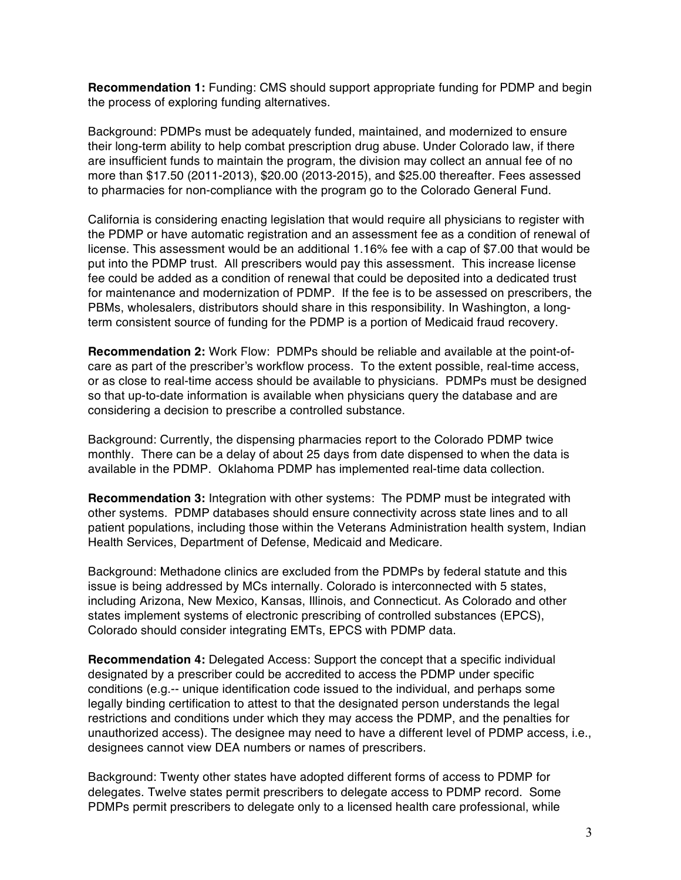**Recommendation 1:** Funding: CMS should support appropriate funding for PDMP and begin the process of exploring funding alternatives.

Background: PDMPs must be adequately funded, maintained, and modernized to ensure their long-term ability to help combat prescription drug abuse. Under Colorado law, if there are insufficient funds to maintain the program, the division may collect an annual fee of no more than $17.50 (2011-2013), $20.00 (2013-2015), and $25.00 thereafter. Fees assessed to pharmacies for non-compliance with the program go to the Colorado General Fund.

California is considering enacting legislation that would require all physicians to register with the PDMP or have automatic registration and an assessment fee as a condition of renewal of license. This assessment would be an additional 1.16% fee with a cap of $7.00 that would be put into the PDMP trust. All prescribers would pay this assessment. This increase license fee could be added as a condition of renewal that could be deposited into a dedicated trust for maintenance and modernization of PDMP. If the fee is to be assessed on prescribers, the PBMs, wholesalers, distributors should share in this responsibility. In Washington, a long-term consistent source of funding for the PDMP is a portion of Medicaid fraud recovery.

**Recommendation 2:** Work Flow: PDMPs should be reliable and available at the point-of-care as part of the prescriber's workflow process. To the extent possible, real-time access, or as close to real-time access should be available to physicians. PDMPs must be designed so that up-to-date information is available when physicians query the database and are considering a decision to prescribe a controlled substance.

Background: Currently, the dispensing pharmacies report to the Colorado PDMP twice monthly. There can be a delay of about 25 days from date dispensed to when the data is available in the PDMP. Oklahoma PDMP has implemented real-time data collection.

**Recommendation 3:** Integration with other systems: The PDMP must be integrated with other systems. PDMP databases should ensure connectivity across state lines and to all patient populations, including those within the Veterans Administration health system, Indian Health Services, Department of Defense, Medicaid and Medicare.

Background: Methadone clinics are excluded from the PDMPs by federal statute and this issue is being addressed by MCs internally. Colorado is interconnected with 5 states, including Arizona, New Mexico, Kansas, Illinois, and Connecticut. As Colorado and other states implement systems of electronic prescribing of controlled substances (EPCS), Colorado should consider integrating EMTs, EPCS with PDMP data.

**Recommendation 4:** Delegated Access: Support the concept that a specific individual designated by a prescriber could be accredited to access the PDMP under specific conditions (e.g.-- unique identification code issued to the individual, and perhaps some legally binding certification to attest to that the designated person understands the legal restrictions and conditions under which they may access the PDMP, and the penalties for unauthorized access). The designee may need to have a different level of PDMP access, i.e., designees cannot view DEA numbers or names of prescribers.

Background: Twenty other states have adopted different forms of access to PDMP for delegates. Twelve states permit prescribers to delegate access to PDMP record. Some PDMPs permit prescribers to delegate only to a licensed health care professional, while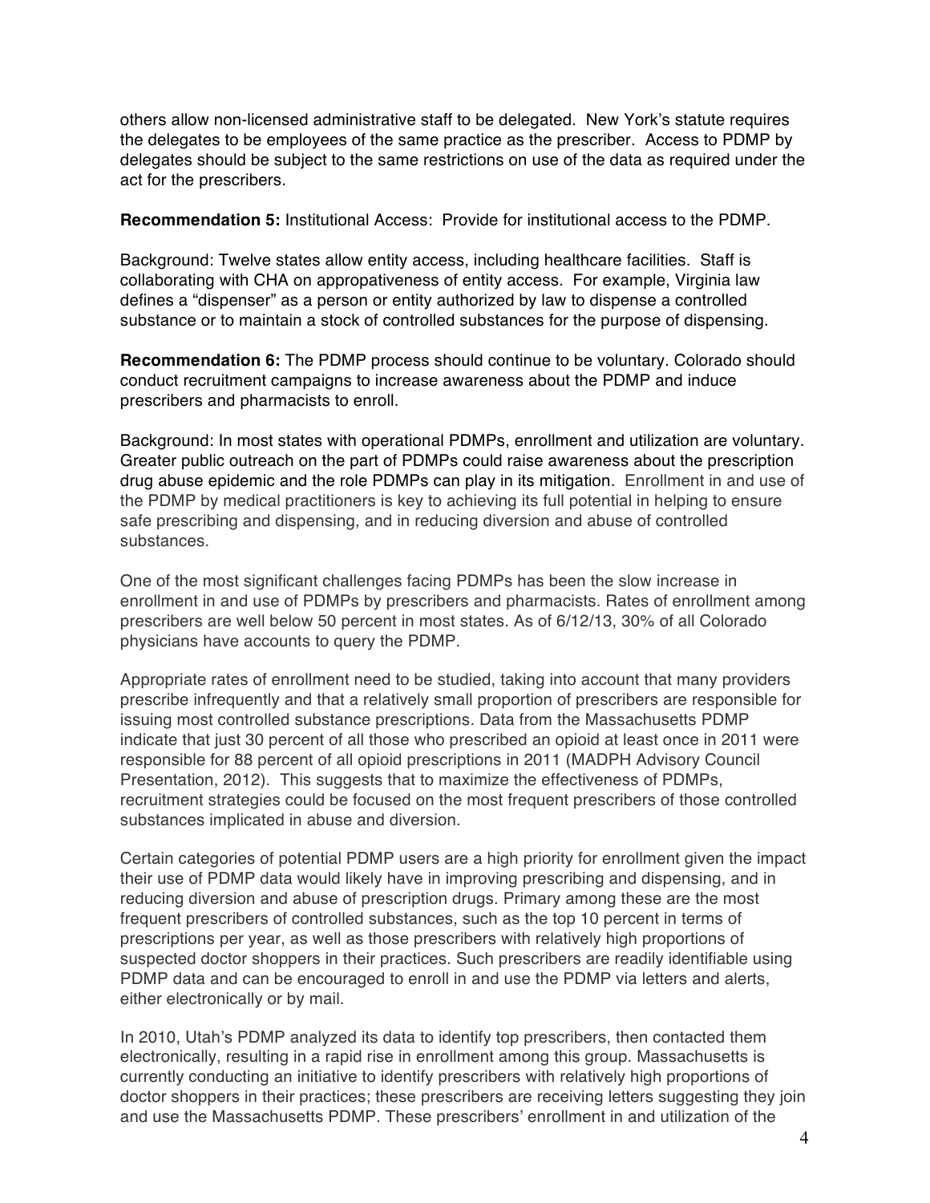others allow non-licensed administrative staff to be delegated. New York's statute requires the delegates to be employees of the same practice as the prescriber. Access to PDMP by delegates should be subject to the same restrictions on use of the data as required under the act for the prescribers.

**Recommendation 5:** Institutional Access: Provide for institutional access to the PDMP.

Background: Twelve states allow entity access, including healthcare facilities. Staff is collaborating with CHA on appropativeness of entity access. For example, Virginia law defines a "dispenser" as a person or entity authorized by law to dispense a controlled substance or to maintain a stock of controlled substances for the purpose of dispensing.

**Recommendation 6:** The PDMP process should continue to be voluntary. Colorado should conduct recruitment campaigns to increase awareness about the PDMP and induce prescribers and pharmacists to enroll.

Background: In most states with operational PDMPs, enrollment and utilization are voluntary. Greater public outreach on the part of PDMPs could raise awareness about the prescription drug abuse epidemic and the role PDMPs can play in its mitigation. Enrollment in and use of the PDMP by medical practitioners is key to achieving its full potential in helping to ensure safe prescribing and dispensing, and in reducing diversion and abuse of controlled substances.

One of the most significant challenges facing PDMPs has been the slow increase in enrollment in and use of PDMPs by prescribers and pharmacists. Rates of enrollment among prescribers are well below 50 percent in most states. As of 6/12/13, 30% of all Colorado physicians have accounts to query the PDMP.

Appropriate rates of enrollment need to be studied, taking into account that many providers prescribe infrequently and that a relatively small proportion of prescribers are responsible for issuing most controlled substance prescriptions. Data from the Massachusetts PDMP indicate that just 30 percent of all those who prescribed an opioid at least once in 2011 were responsible for 88 percent of all opioid prescriptions in 2011 (MADPH Advisory Council Presentation, 2012). This suggests that to maximize the effectiveness of PDMPs, recruitment strategies could be focused on the most frequent prescribers of those controlled substances implicated in abuse and diversion.

Certain categories of potential PDMP users are a high priority for enrollment given the impact their use of PDMP data would likely have in improving prescribing and dispensing, and in reducing diversion and abuse of prescription drugs. Primary among these are the most frequent prescribers of controlled substances, such as the top 10 percent in terms of prescriptions per year, as well as those prescribers with relatively high proportions of suspected doctor shoppers in their practices. Such prescribers are readily identifiable using PDMP data and can be encouraged to enroll in and use the PDMP via letters and alerts, either electronically or by mail.

In 2010, Utah's PDMP analyzed its data to identify top prescribers, then contacted them electronically, resulting in a rapid rise in enrollment among this group. Massachusetts is currently conducting an initiative to identify prescribers with relatively high proportions of doctor shoppers in their practices; these prescribers are receiving letters suggesting they join and use the Massachusetts PDMP. These prescribers' enrollment in and utilization of the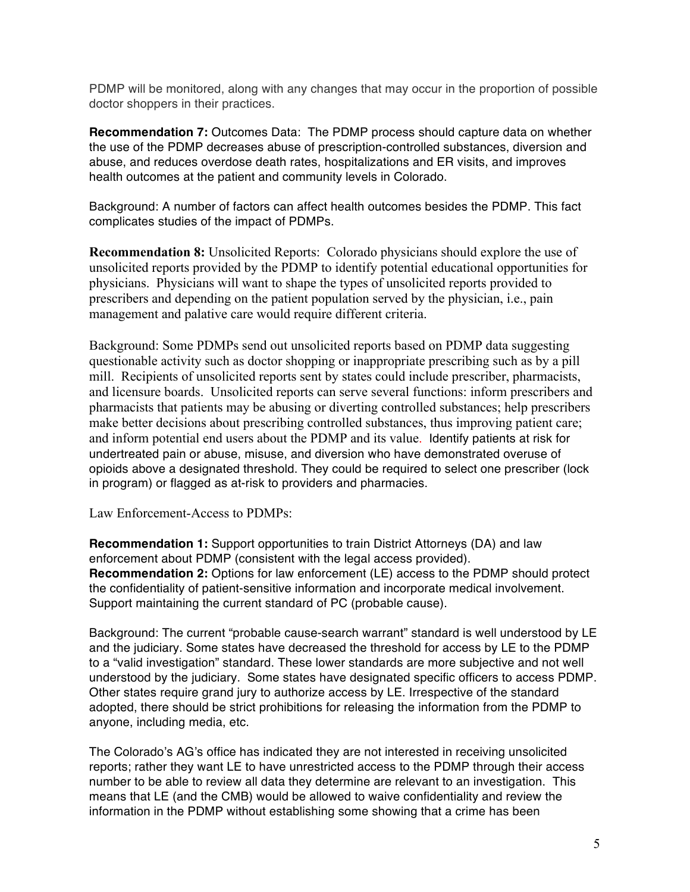PDMP will be monitored, along with any changes that may occur in the proportion of possible doctor shoppers in their practices.

**Recommendation 7:** Outcomes Data: The PDMP process should capture data on whether the use of the PDMP decreases abuse of prescription-controlled substances, diversion and abuse, and reduces overdose death rates, hospitalizations and ER visits, and improves health outcomes at the patient and community levels in Colorado.

Background: A number of factors can affect health outcomes besides the PDMP. This fact complicates studies of the impact of PDMPs.

**Recommendation 8:** Unsolicited Reports: Colorado physicians should explore the use of unsolicited reports provided by the PDMP to identify potential educational opportunities for physicians. Physicians will want to shape the types of unsolicited reports provided to prescribers and depending on the patient population served by the physician, i.e., pain management and palative care would require different criteria.

Background: Some PDMPs send out unsolicited reports based on PDMP data suggesting questionable activity such as doctor shopping or inappropriate prescribing such as by a pill mill. Recipients of unsolicited reports sent by states could include prescriber, pharmacists, and licensure boards. Unsolicited reports can serve several functions: inform prescribers and pharmacists that patients may be abusing or diverting controlled substances; help prescribers make better decisions about prescribing controlled substances, thus improving patient care; and inform potential end users about the PDMP and its value. Identify patients at risk for undertreated pain or abuse, misuse, and diversion who have demonstrated overuse of opioids above a designated threshold. They could be required to select one prescriber (lock in program) or flagged as at-risk to providers and pharmacies.

Law Enforcement-Access to PDMPs:

**Recommendation 1:** Support opportunities to train District Attorneys (DA) and law enforcement about PDMP (consistent with the legal access provided).
**Recommendation 2:** Options for law enforcement (LE) access to the PDMP should protect the confidentiality of patient-sensitive information and incorporate medical involvement. Support maintaining the current standard of PC (probable cause).

Background: The current "probable cause-search warrant" standard is well understood by LE and the judiciary. Some states have decreased the threshold for access by LE to the PDMP to a "valid investigation" standard. These lower standards are more subjective and not well understood by the judiciary. Some states have designated specific officers to access PDMP. Other states require grand jury to authorize access by LE. Irrespective of the standard adopted, there should be strict prohibitions for releasing the information from the PDMP to anyone, including media, etc.

The Colorado's AG's office has indicated they are not interested in receiving unsolicited reports; rather they want LE to have unrestricted access to the PDMP through their access number to be able to review all data they determine are relevant to an investigation. This means that LE (and the CMB) would be allowed to waive confidentiality and review the information in the PDMP without establishing some showing that a crime has been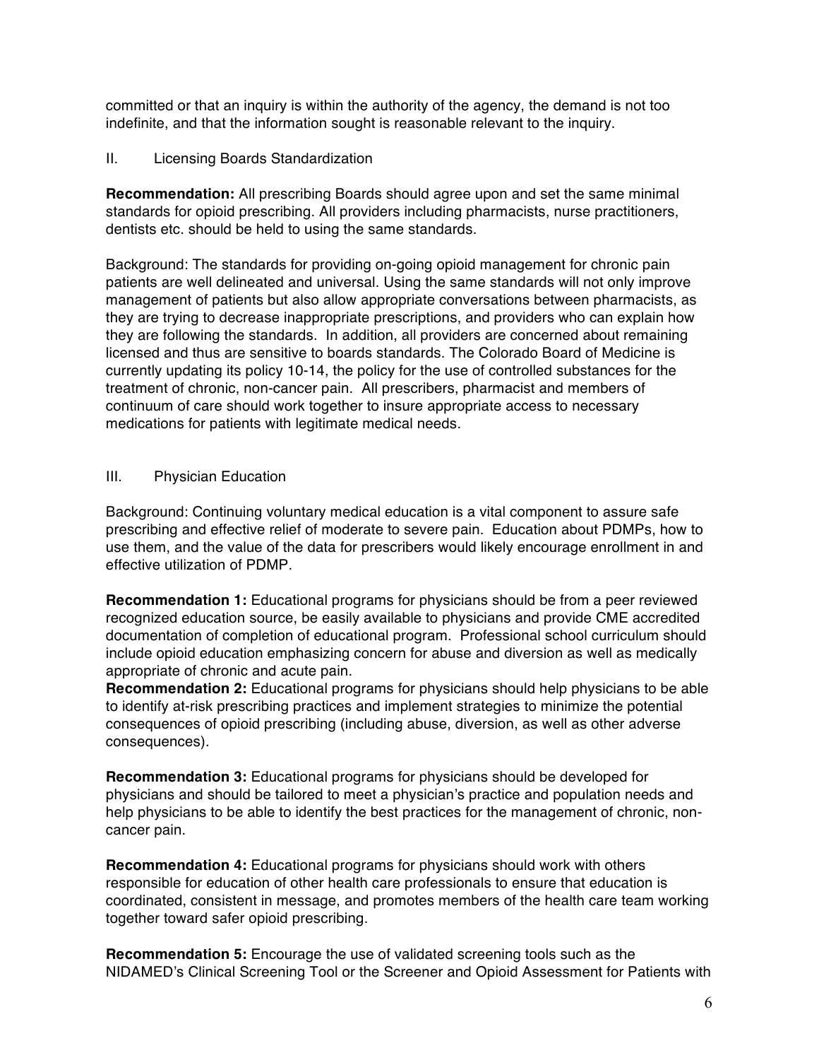committed or that an inquiry is within the authority of the agency, the demand is not too indefinite, and that the information sought is reasonable relevant to the inquiry.

## II. Licensing Boards Standardization

**Recommendation:** All prescribing Boards should agree upon and set the same minimal standards for opioid prescribing. All providers including pharmacists, nurse practitioners, dentists etc. should be held to using the same standards.

Background: The standards for providing on-going opioid management for chronic pain patients are well delineated and universal. Using the same standards will not only improve management of patients but also allow appropriate conversations between pharmacists, as they are trying to decrease inappropriate prescriptions, and providers who can explain how they are following the standards. In addition, all providers are concerned about remaining licensed and thus are sensitive to boards standards. The Colorado Board of Medicine is currently updating its policy 10-14, the policy for the use of controlled substances for the treatment of chronic, non-cancer pain. All prescribers, pharmacist and members of continuum of care should work together to insure appropriate access to necessary medications for patients with legitimate medical needs.

## III. Physician Education

Background: Continuing voluntary medical education is a vital component to assure safe prescribing and effective relief of moderate to severe pain. Education about PDMPs, how to use them, and the value of the data for prescribers would likely encourage enrollment in and effective utilization of PDMP.

**Recommendation 1:** Educational programs for physicians should be from a peer reviewed recognized education source, be easily available to physicians and provide CME accredited documentation of completion of educational program. Professional school curriculum should include opioid education emphasizing concern for abuse and diversion as well as medically appropriate of chronic and acute pain.
**Recommendation 2:** Educational programs for physicians should help physicians to be able to identify at-risk prescribing practices and implement strategies to minimize the potential consequences of opioid prescribing (including abuse, diversion, as well as other adverse consequences).

**Recommendation 3:** Educational programs for physicians should be developed for physicians and should be tailored to meet a physician's practice and population needs and help physicians to be able to identify the best practices for the management of chronic, non-cancer pain.

**Recommendation 4:** Educational programs for physicians should work with others responsible for education of other health care professionals to ensure that education is coordinated, consistent in message, and promotes members of the health care team working together toward safer opioid prescribing.

**Recommendation 5:** Encourage the use of validated screening tools such as the NIDAMED's Clinical Screening Tool or the Screener and Opioid Assessment for Patients with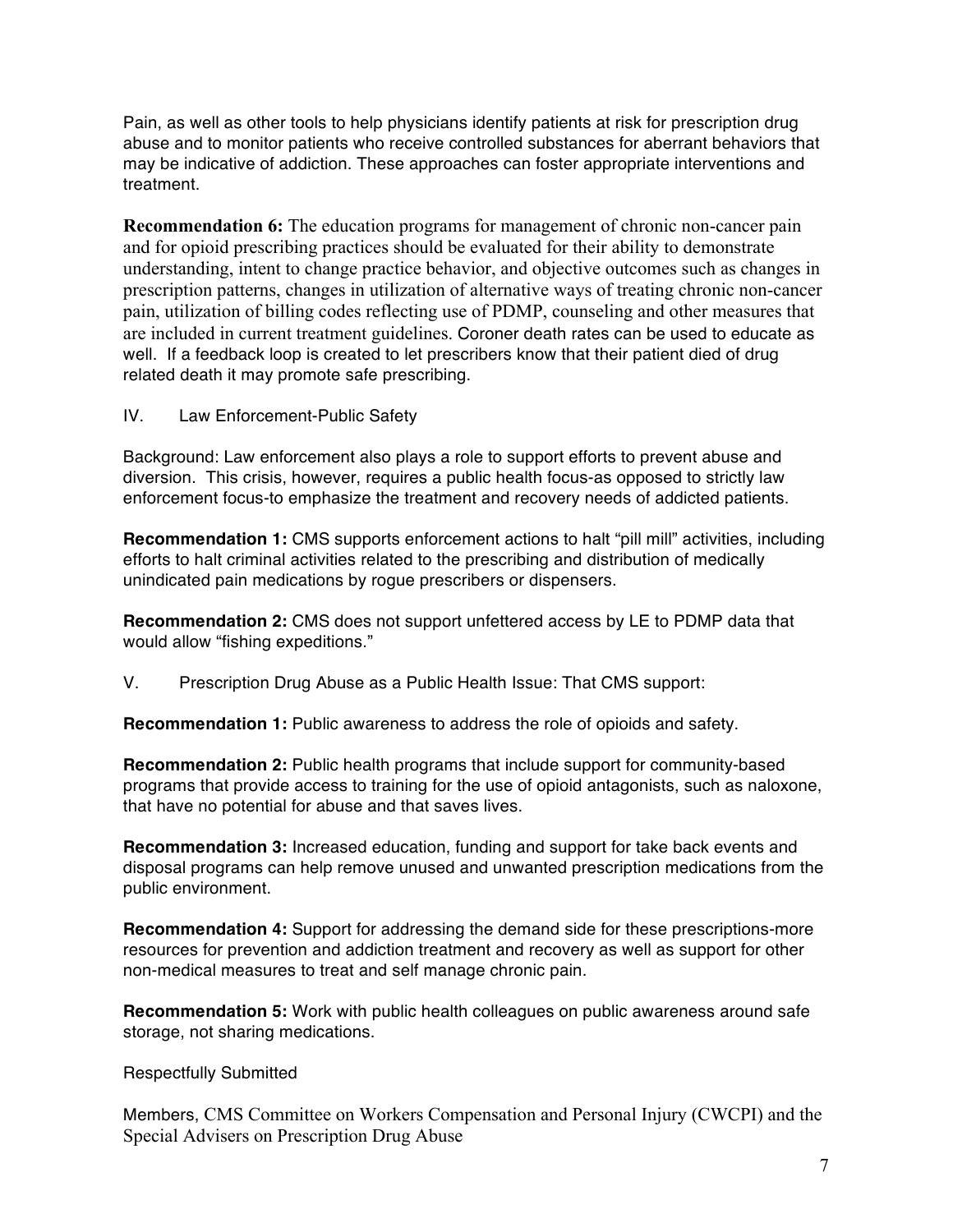Pain, as well as other tools to help physicians identify patients at risk for prescription drug abuse and to monitor patients who receive controlled substances for aberrant behaviors that may be indicative of addiction. These approaches can foster appropriate interventions and treatment.

**Recommendation 6:** The education programs for management of chronic non-cancer pain and for opioid prescribing practices should be evaluated for their ability to demonstrate understanding, intent to change practice behavior, and objective outcomes such as changes in prescription patterns, changes in utilization of alternative ways of treating chronic non-cancer pain, utilization of billing codes reflecting use of PDMP, counseling and other measures that are included in current treatment guidelines. Coroner death rates can be used to educate as well. If a feedback loop is created to let prescribers know that their patient died of drug related death it may promote safe prescribing.

IV. Law Enforcement-Public Safety

Background: Law enforcement also plays a role to support efforts to prevent abuse and diversion. This crisis, however, requires a public health focus-as opposed to strictly law enforcement focus-to emphasize the treatment and recovery needs of addicted patients.

**Recommendation 1:** CMS supports enforcement actions to halt "pill mill" activities, including efforts to halt criminal activities related to the prescribing and distribution of medically unindicated pain medications by rogue prescribers or dispensers.

**Recommendation 2:** CMS does not support unfettered access by LE to PDMP data that would allow "fishing expeditions."

V. Prescription Drug Abuse as a Public Health Issue: That CMS support:

**Recommendation 1:** Public awareness to address the role of opioids and safety.

**Recommendation 2:** Public health programs that include support for community-based programs that provide access to training for the use of opioid antagonists, such as naloxone, that have no potential for abuse and that saves lives.

**Recommendation 3:** Increased education, funding and support for take back events and disposal programs can help remove unused and unwanted prescription medications from the public environment.

**Recommendation 4:** Support for addressing the demand side for these prescriptions-more resources for prevention and addiction treatment and recovery as well as support for other non-medical measures to treat and self manage chronic pain.

**Recommendation 5:** Work with public health colleagues on public awareness around safe storage, not sharing medications.

Respectfully Submitted

Members, CMS Committee on Workers Compensation and Personal Injury (CWCPI) and the Special Advisers on Prescription Drug Abuse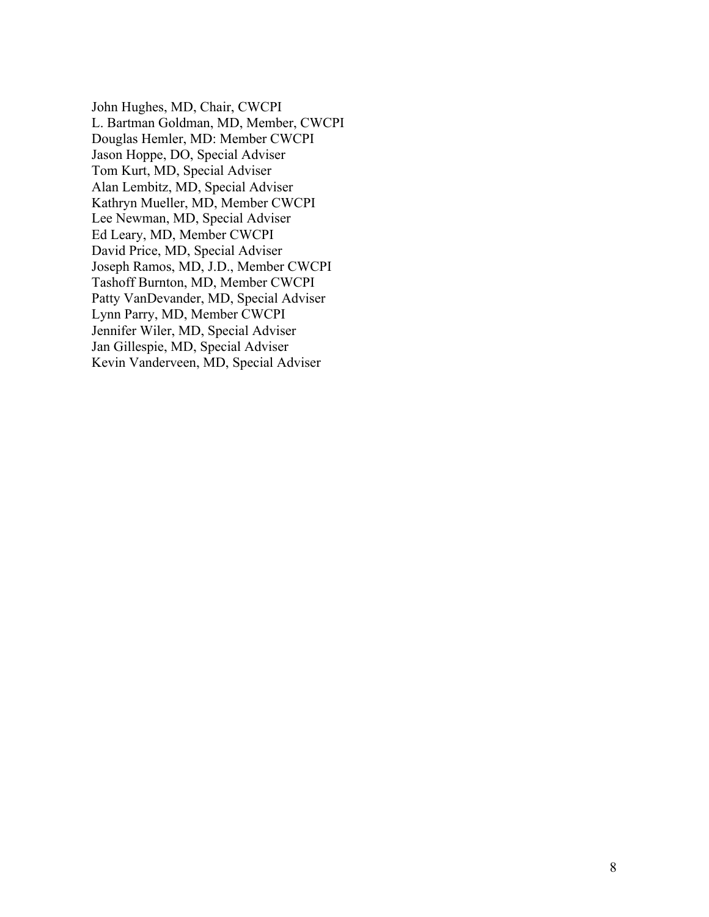John Hughes, MD, Chair, CWCPI
L. Bartman Goldman, MD, Member, CWCPI
Douglas Hemler, MD: Member CWCPI
Jason Hoppe, DO, Special Adviser
Tom Kurt, MD, Special Adviser
Alan Lembitz, MD, Special Adviser
Kathryn Mueller, MD, Member CWCPI
Lee Newman, MD, Special Adviser
Ed Leary, MD, Member CWCPI
David Price, MD, Special Adviser
Joseph Ramos, MD, J.D., Member CWCPI
Tashoff Burnton, MD, Member CWCPI
Patty VanDevander, MD, Special Adviser
Lynn Parry, MD, Member CWCPI
Jennifer Wiler, MD, Special Adviser
Jan Gillespie, MD, Special Adviser
Kevin Vanderveen, MD, Special Adviser